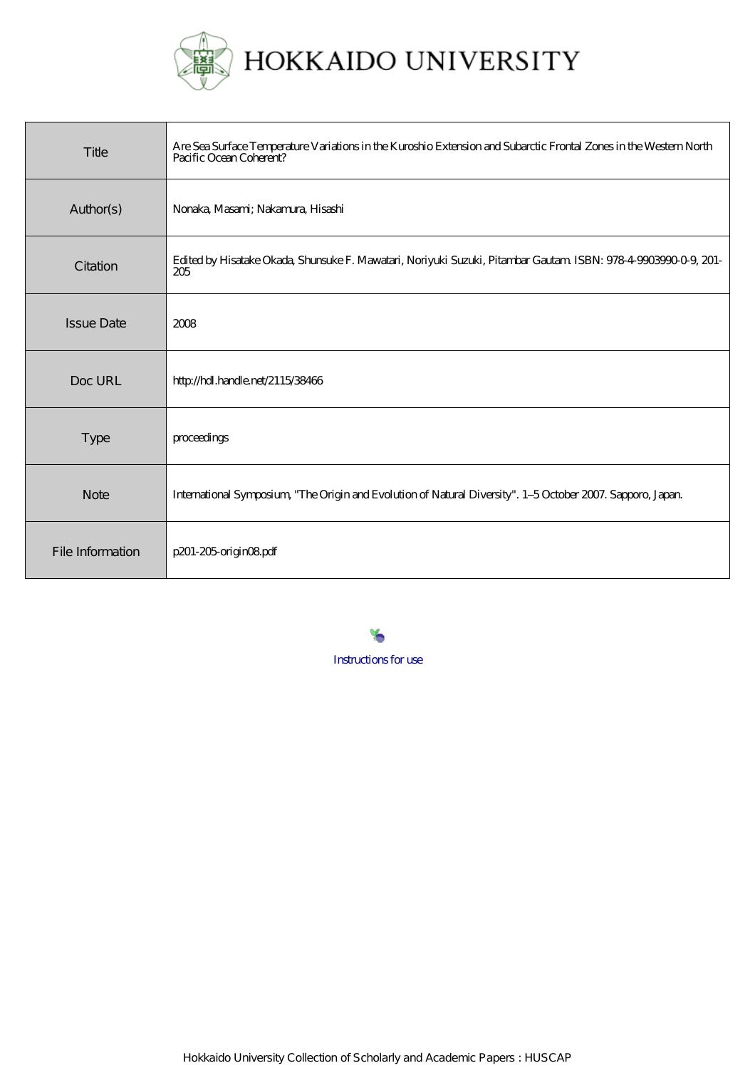# HOKKAIDO UNIVERSITY

| | |
|---|---|
| Title | Are Sea Surface Temperature Variations in the Kuroshio Extension and Subarctic Frontal Zones in the Western North Pacific Ocean Coherent? |
| Author(s) | Nonaka, Masami; Nakamura, Hisashi |
| Citation | Edited by Hisatake Okada, Shunsuke F. Mawatari, Noriyuki Suzuki, Pitambar Gautam. ISBN: 978-4-9903990-0-9, 201-205 |
| Issue Date | 2008 |
| Doc URL | http://hdl.handle.net/2115/38466 |
| Type | proceedings |
| Note | International Symposium, "The Origin and Evolution of Natural Diversity". 1–5 October 2007. Sapporo, Japan. |
| File Information | p201-205-origin08.pdf |

Instructions for use

Hokkaido University Collection of Scholarly and Academic Papers : HUSCAP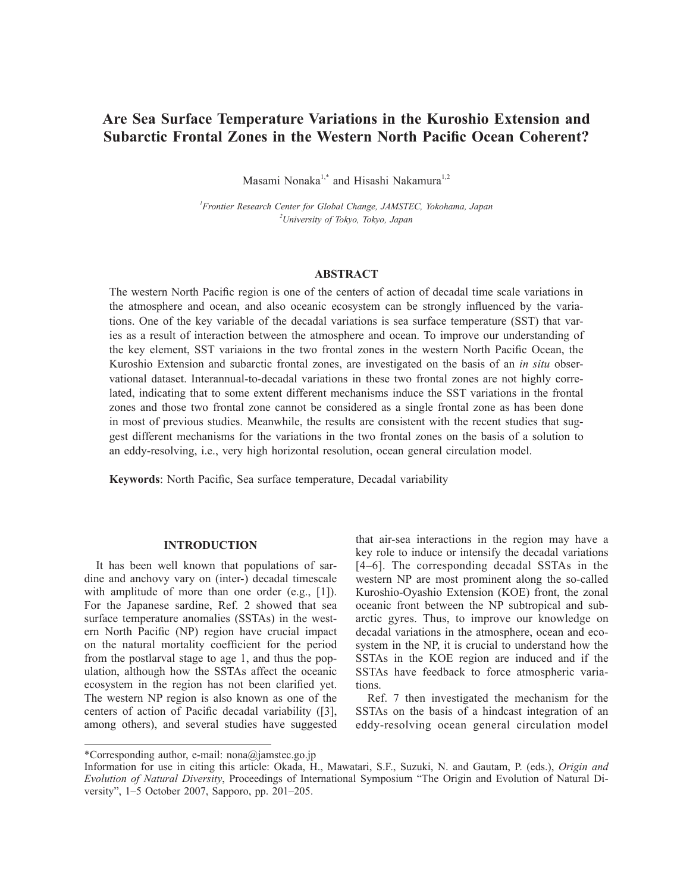# Are Sea Surface Temperature Variations in the Kuroshio Extension and Subarctic Frontal Zones in the Western North Pacific Ocean Coherent?

Masami Nonaka[1,*] and Hisashi Nakamura[1,2]

[1] *Frontier Research Center for Global Change, JAMSTEC, Yokohama, Japan*
[2] *University of Tokyo, Tokyo, Japan*

## ABSTRACT

The western North Pacific region is one of the centers of action of decadal time scale variations in the atmosphere and ocean, and also oceanic ecosystem can be strongly influenced by the variations. One of the key variable of the decadal variations is sea surface temperature (SST) that varies as a result of interaction between the atmosphere and ocean. To improve our understanding of the key element, SST variaions in the two frontal zones in the western North Pacific Ocean, the Kuroshio Extension and subarctic frontal zones, are investigated on the basis of an *in situ* observational dataset. Interannual-to-decadal variations in these two frontal zones are not highly correlated, indicating that to some extent different mechanisms induce the SST variations in the frontal zones and those two frontal zone cannot be considered as a single frontal zone as has been done in most of previous studies. Meanwhile, the results are consistent with the recent studies that suggest different mechanisms for the variations in the two frontal zones on the basis of a solution to an eddy-resolving, i.e., very high horizontal resolution, ocean general circulation model.

**Keywords**: North Pacific, Sea surface temperature, Decadal variability

## INTRODUCTION

It has been well known that populations of sardine and anchovy vary on (inter-) decadal timescale with amplitude of more than one order (e.g., [1]). For the Japanese sardine, Ref. 2 showed that sea surface temperature anomalies (SSTAs) in the western North Pacific (NP) region have crucial impact on the natural mortality coefficient for the period from the postlarval stage to age 1, and thus the population, although how the SSTAs affect the oceanic ecosystem in the region has not been clarified yet. The western NP region is also known as one of the centers of action of Pacific decadal variability ([3], among others), and several studies have suggested that air-sea interactions in the region may have a key role to induce or intensify the decadal variations [4–6]. The corresponding decadal SSTAs in the western NP are most prominent along the so-called Kuroshio-Oyashio Extension (KOE) front, the zonal oceanic front between the NP subtropical and subarctic gyres. Thus, to improve our knowledge on decadal variations in the atmosphere, ocean and ecosystem in the NP, it is crucial to understand how the SSTAs in the KOE region are induced and if the SSTAs have feedback to force atmospheric variations.

Ref. 7 then investigated the mechanism for the SSTAs on the basis of a hindcast integration of an eddy-resolving ocean general circulation model

*Corresponding author, e-mail: nona@jamstec.go.jp

Information for use in citing this article: Okada, H., Mawatari, S.F., Suzuki, N. and Gautam, P. (eds.), *Origin and Evolution of Natural Diversity*, Proceedings of International Symposium "The Origin and Evolution of Natural Diversity", 1–5 October 2007, Sapporo, pp. 201–205.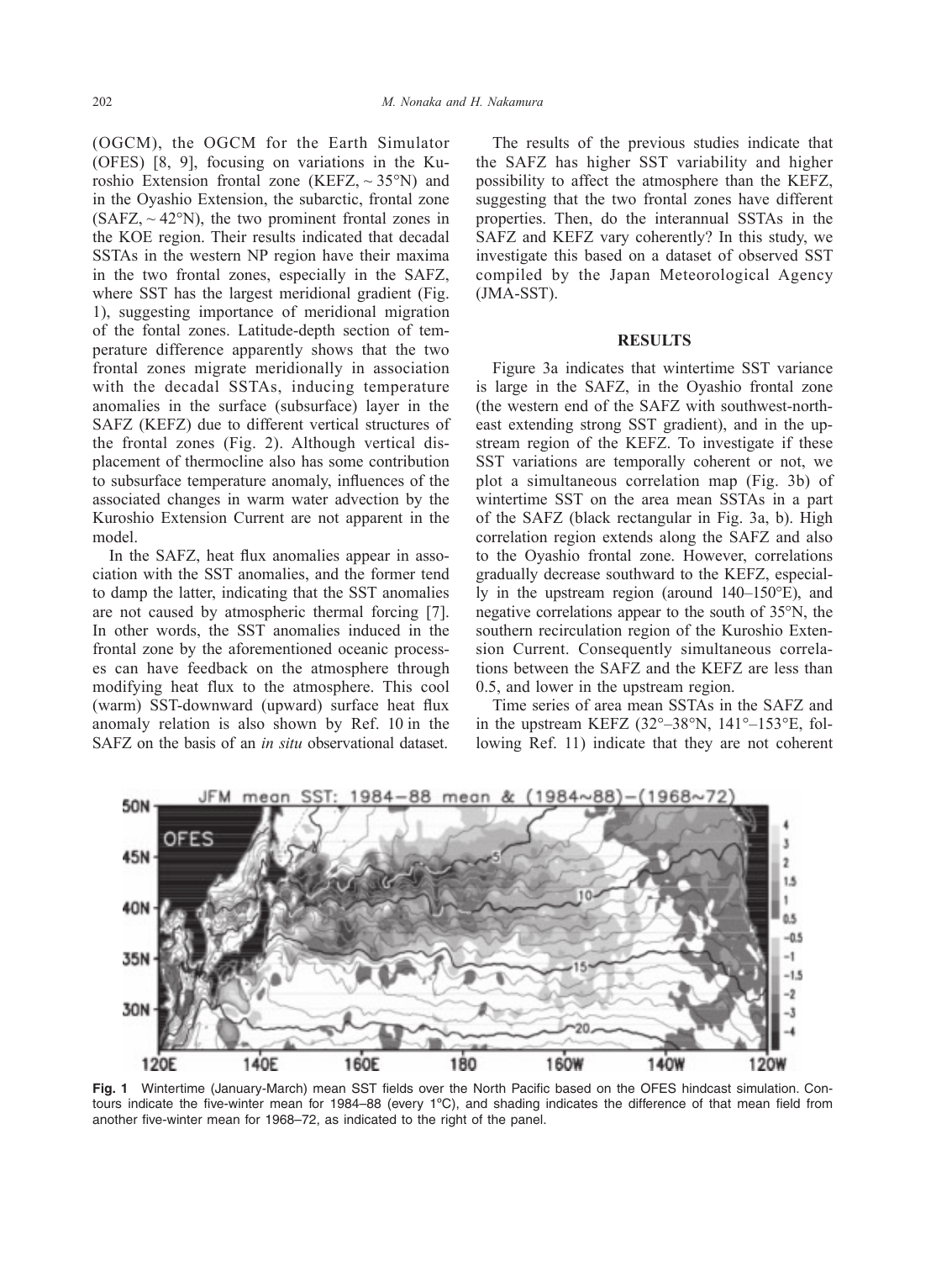(OGCM), the OGCM for the Earth Simulator (OFES) [8, 9], focusing on variations in the Kuroshio Extension frontal zone (KEFZ, ~ 35°N) and in the Oyashio Extension, the subarctic, frontal zone (SAFZ, ~ 42°N), the two prominent frontal zones in the KOE region. Their results indicated that decadal SSTAs in the western NP region have their maxima in the two frontal zones, especially in the SAFZ, where SST has the largest meridional gradient (Fig. 1), suggesting importance of meridional migration of the fontal zones. Latitude-depth section of temperature difference apparently shows that the two frontal zones migrate meridionally in association with the decadal SSTAs, inducing temperature anomalies in the surface (subsurface) layer in the SAFZ (KEFZ) due to different vertical structures of the frontal zones (Fig. 2). Although vertical displacement of thermocline also has some contribution to subsurface temperature anomaly, influences of the associated changes in warm water advection by the Kuroshio Extension Current are not apparent in the model.

In the SAFZ, heat flux anomalies appear in association with the SST anomalies, and the former tend to damp the latter, indicating that the SST anomalies are not caused by atmospheric thermal forcing [7]. In other words, the SST anomalies induced in the frontal zone by the aforementioned oceanic processes can have feedback on the atmosphere through modifying heat flux to the atmosphere. This cool (warm) SST-downward (upward) surface heat flux anomaly relation is also shown by Ref. 10 in the SAFZ on the basis of an *in situ* observational dataset.

The results of the previous studies indicate that the SAFZ has higher SST variability and higher possibility to affect the atmosphere than the KEFZ, suggesting that the two frontal zones have different properties. Then, do the interannual SSTAs in the SAFZ and KEFZ vary coherently? In this study, we investigate this based on a dataset of observed SST compiled by the Japan Meteorological Agency (JMA-SST).

## RESULTS

Figure 3a indicates that wintertime SST variance is large in the SAFZ, in the Oyashio frontal zone (the western end of the SAFZ with southwest-northeast extending strong SST gradient), and in the upstream region of the KEFZ. To investigate if these SST variations are temporally coherent or not, we plot a simultaneous correlation map (Fig. 3b) of wintertime SST on the area mean SSTAs in a part of the SAFZ (black rectangular in Fig. 3a, b). High correlation region extends along the SAFZ and also to the Oyashio frontal zone. However, correlations gradually decrease southward to the KEFZ, especially in the upstream region (around 140–150°E), and negative correlations appear to the south of 35°N, the southern recirculation region of the Kuroshio Extension Current. Consequently simultaneous correlations between the SAFZ and the KEFZ are less than 0.5, and lower in the upstream region.

Time series of area mean SSTAs in the SAFZ and in the upstream KEFZ (32°–38°N, 141°–153°E, following Ref. 11) indicate that they are not coherent

**Fig. 1** Wintertime (January-March) mean SST fields over the North Pacific based on the OFES hindcast simulation. Contours indicate the five-winter mean for 1984–88 (every 1ºC), and shading indicates the difference of that mean field from another five-winter mean for 1968–72, as indicated to the right of the panel.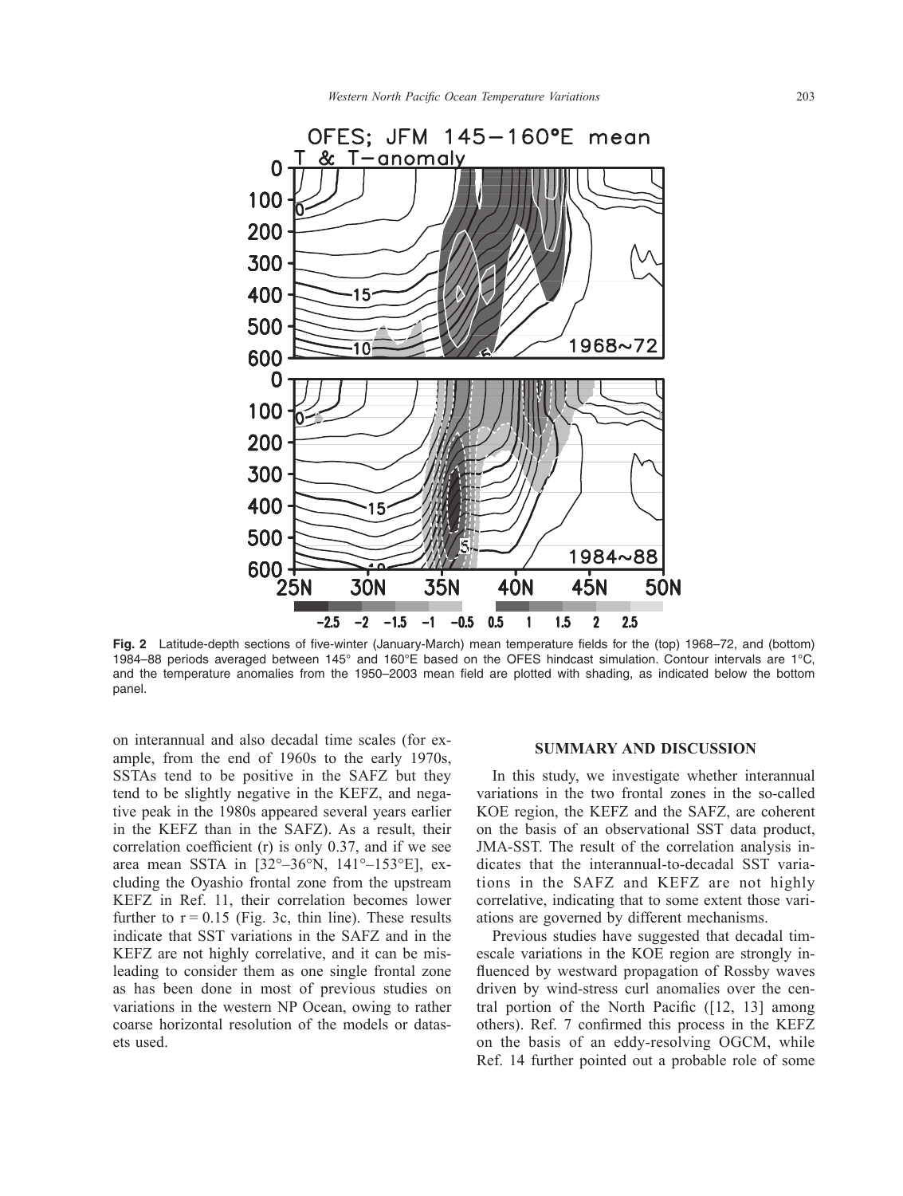Fig. 2 Latitude-depth sections of five-winter (January-March) mean temperature fields for the (top) 1968–72, and (bottom) 1984–88 periods averaged between 145° and 160°E based on the OFES hindcast simulation. Contour intervals are 1°C, and the temperature anomalies from the 1950–2003 mean field are plotted with shading, as indicated below the bottom panel.

on interannual and also decadal time scales (for example, from the end of 1960s to the early 1970s, SSTAs tend to be positive in the SAFZ but they tend to be slightly negative in the KEFZ, and negative peak in the 1980s appeared several years earlier in the KEFZ than in the SAFZ). As a result, their correlation coefficient (r) is only 0.37, and if we see area mean SSTA in [32°–36°N, 141°–153°E], excluding the Oyashio frontal zone from the upstream KEFZ in Ref. 11, their correlation becomes lower further to $r = 0.15$ (Fig. 3c, thin line). These results indicate that SST variations in the SAFZ and in the KEFZ are not highly correlative, and it can be misleading to consider them as one single frontal zone as has been done in most of previous studies on variations in the western NP Ocean, owing to rather coarse horizontal resolution of the models or datasets used.

## SUMMARY AND DISCUSSION

In this study, we investigate whether interannual variations in the two frontal zones in the so-called KOE region, the KEFZ and the SAFZ, are coherent on the basis of an observational SST data product, JMA-SST. The result of the correlation analysis indicates that the interannual-to-decadal SST variations in the SAFZ and KEFZ are not highly correlative, indicating that to some extent those variations are governed by different mechanisms.

Previous studies have suggested that decadal timescale variations in the KOE region are strongly influenced by westward propagation of Rossby waves driven by wind-stress curl anomalies over the central portion of the North Pacific ([12, 13] among others). Ref. 7 confirmed this process in the KEFZ on the basis of an eddy-resolving OGCM, while Ref. 14 further pointed out a probable role of some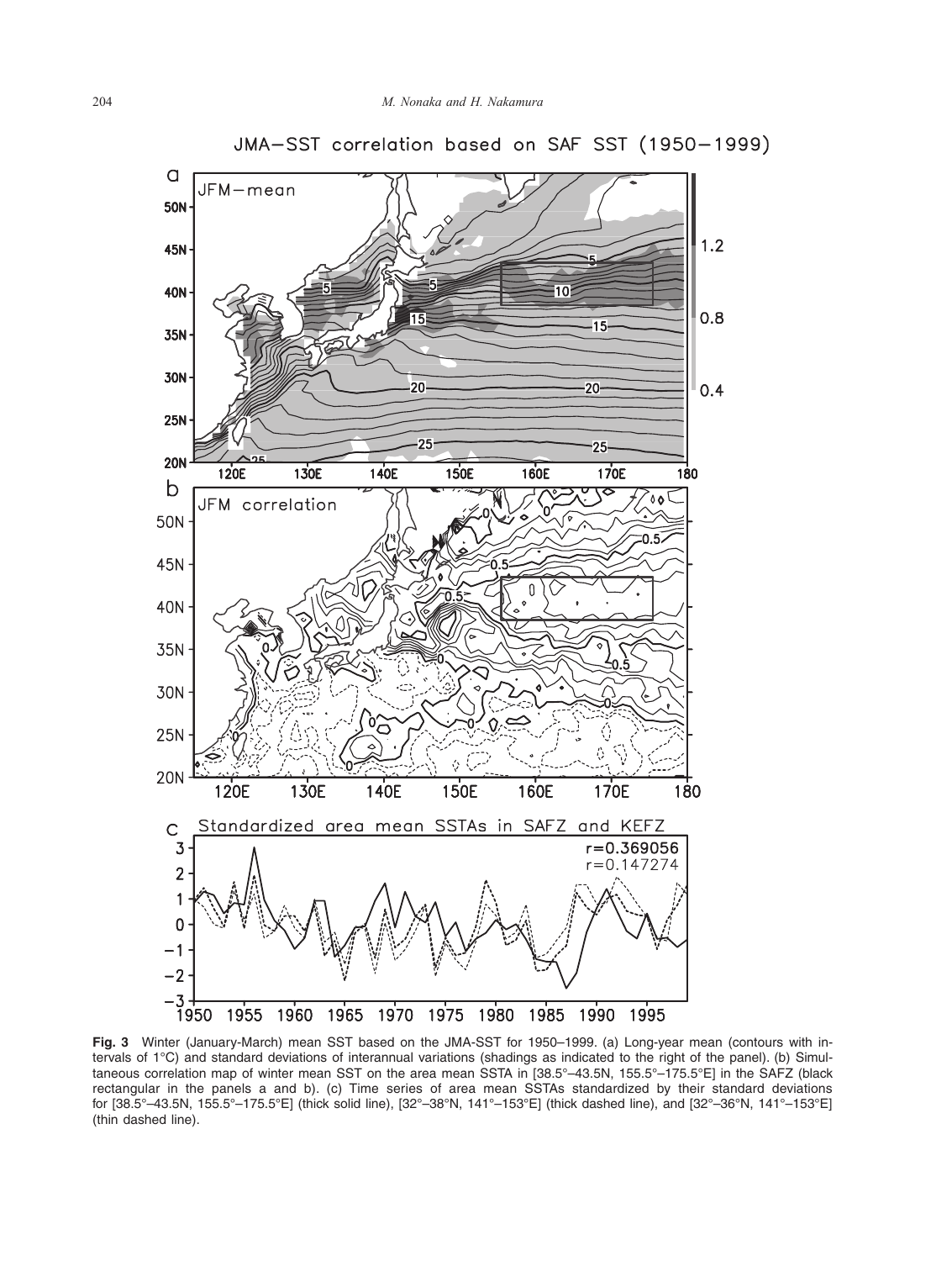JMA–SST correlation based on SAF SST (1950–1999)

**Fig. 3** Winter (January-March) mean SST based on the JMA-SST for 1950–1999. (a) Long-year mean (contours with intervals of 1°C) and standard deviations of interannual variations (shadings as indicated to the right of the panel). (b) Simultaneous correlation map of winter mean SST on the area mean SSTA in [38.5°–43.5N, 155.5°–175.5°E] in the SAFZ (black rectangular in the panels a and b). (c) Time series of area mean SSTAs standardized by their standard deviations for [38.5°–43.5N, 155.5°–175.5°E] (thick solid line), [32°–38°N, 141°–153°E] (thick dashed line), and [32°–36°N, 141°–153°E] (thin dashed line).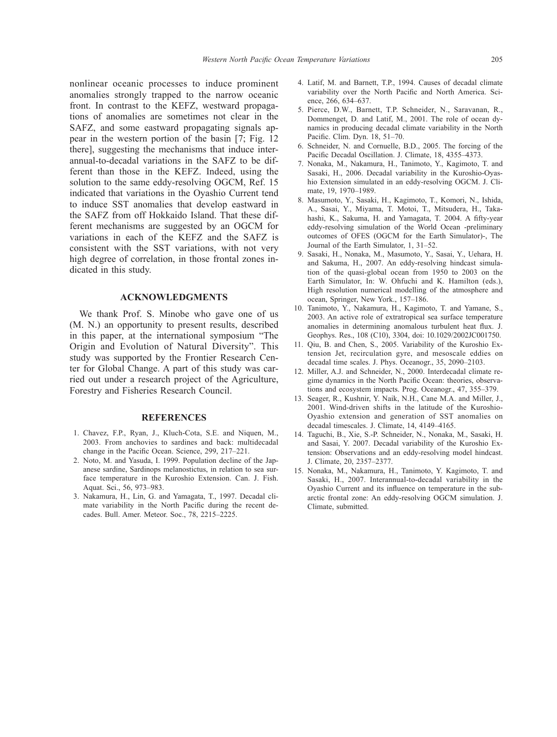nonlinear oceanic processes to induce prominent anomalies strongly trapped to the narrow oceanic front. In contrast to the KEFZ, westward propagations of anomalies are sometimes not clear in the SAFZ, and some eastward propagating signals appear in the western portion of the basin [7; Fig. 12 there], suggesting the mechanisms that induce interannual-to-decadal variations in the SAFZ to be different than those in the KEFZ. Indeed, using the solution to the same eddy-resolving OGCM, Ref. 15 indicated that variations in the Oyashio Current tend to induce SST anomalies that develop eastward in the SAFZ from off Hokkaido Island. That these different mechanisms are suggested by an OGCM for variations in each of the KEFZ and the SAFZ is consistent with the SST variations, with not very high degree of correlation, in those frontal zones indicated in this study.

## ACKNOWLEDGMENTS

We thank Prof. S. Minobe who gave one of us (M. N.) an opportunity to present results, described in this paper, at the international symposium "The Origin and Evolution of Natural Diversity". This study was supported by the Frontier Research Center for Global Change. A part of this study was carried out under a research project of the Agriculture, Forestry and Fisheries Research Council.

## REFERENCES

1. Chavez, F.P., Ryan, J., Kluch-Cota, S.E. and Niquen, M., 2003. From anchovies to sardines and back: multidecadal change in the Pacific Ocean. Science, 299, 217–221.
2. Noto, M. and Yasuda, I. 1999. Population decline of the Japanese sardine, Sardinops melanostictus, in relation to sea surface temperature in the Kuroshio Extension. Can. J. Fish. Aquat. Sci., 56, 973–983.
3. Nakamura, H., Lin, G. and Yamagata, T., 1997. Decadal climate variability in the North Pacific during the recent decades. Bull. Amer. Meteor. Soc., 78, 2215–2225.
4. Latif, M. and Barnett, T.P., 1994. Causes of decadal climate variability over the North Pacific and North America. Science, 266, 634–637.
5. Pierce, D.W., Barnett, T.P. Schneider, N., Saravanan, R., Dommenget, D. and Latif, M., 2001. The role of ocean dynamics in producing decadal climate variability in the North Pacific. Clim. Dyn. 18, 51–70.
6. Schneider, N. and Cornuelle, B.D., 2005. The forcing of the Pacific Decadal Oscillation. J. Climate, 18, 4355–4373.
7. Nonaka, M., Nakamura, H., Tanimoto, Y., Kagimoto, T. and Sasaki, H., 2006. Decadal variability in the Kuroshio-Oyashio Extension simulated in an eddy-resolving OGCM. J. Climate, 19, 1970–1989.
8. Masumoto, Y., Sasaki, H., Kagimoto, T., Komori, N., Ishida, A., Sasai, Y., Miyama, T. Motoi, T., Mitsudera, H., Takahashi, K., Sakuma, H. and Yamagata, T. 2004. A fifty-year eddy-resolving simulation of the World Ocean -preliminary outcomes of OFES (OGCM for the Earth Simulator)-, The Journal of the Earth Simulator, 1, 31–52.
9. Sasaki, H., Nonaka, M., Masumoto, Y., Sasai, Y., Uehara, H. and Sakuma, H., 2007. An eddy-resolving hindcast simulation of the quasi-global ocean from 1950 to 2003 on the Earth Simulator, In: W. Ohfuchi and K. Hamilton (eds.), High resolution numerical modelling of the atmosphere and ocean, Springer, New York., 157–186.
10. Tanimoto, Y., Nakamura, H., Kagimoto, T. and Yamane, S., 2003. An active role of extratropical sea surface temperature anomalies in determining anomalous turbulent heat flux. J. Geophys. Res., 108 (C10), 3304, doi: 10.1029/2002JC001750.
11. Qiu, B. and Chen, S., 2005. Variability of the Kuroshio Extension Jet, recirculation gyre, and mesoscale eddies on decadal time scales. J. Phys. Oceanogr., 35, 2090–2103.
12. Miller, A.J. and Schneider, N., 2000. Interdecadal climate regime dynamics in the North Pacific Ocean: theories, observations and ecosystem impacts. Prog. Oceanogr., 47, 355–379.
13. Seager, R., Kushnir, Y. Naik, N.H., Cane M.A. and Miller, J., 2001. Wind-driven shifts in the latitude of the Kuroshio-Oyashio extension and generation of SST anomalies on decadal timescales. J. Climate, 14, 4149–4165.
14. Taguchi, B., Xie, S.-P. Schneider, N., Nonaka, M., Sasaki, H. and Sasai, Y. 2007. Decadal variability of the Kuroshio Extension: Observations and an eddy-resolving model hindcast. J. Climate, 20, 2357–2377.
15. Nonaka, M., Nakamura, H., Tanimoto, Y. Kagimoto, T. and Sasaki, H., 2007. Interannual-to-decadal variability in the Oyashio Current and its influence on temperature in the subarctic frontal zone: An eddy-resolving OGCM simulation. J. Climate, submitted.